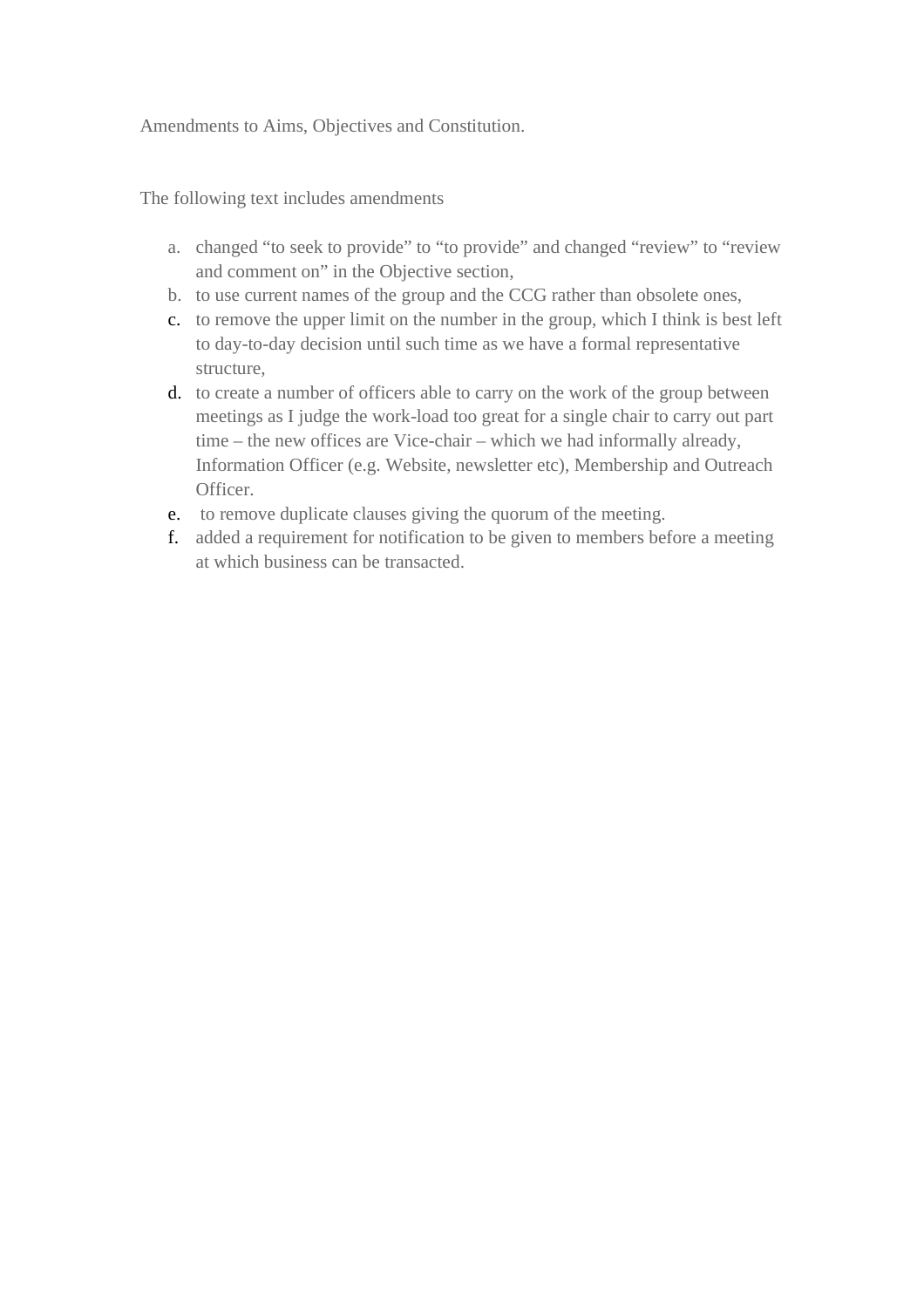Amendments to Aims, Objectives and Constitution.

The following text includes amendments

a. changed "to seek to provide" to "to provide" and changed "review" to "review and comment on" in the Objective section,
b. to use current names of the group and the CCG rather than obsolete ones,
c. to remove the upper limit on the number in the group, which I think is best left to day-to-day decision until such time as we have a formal representative structure,
d. to create a number of officers able to carry on the work of the group between meetings as I judge the work-load too great for a single chair to carry out part time – the new offices are Vice-chair – which we had informally already, Information Officer (e.g. Website, newsletter etc), Membership and Outreach Officer.
e. to remove duplicate clauses giving the quorum of the meeting.
f. added a requirement for notification to be given to members before a meeting at which business can be transacted.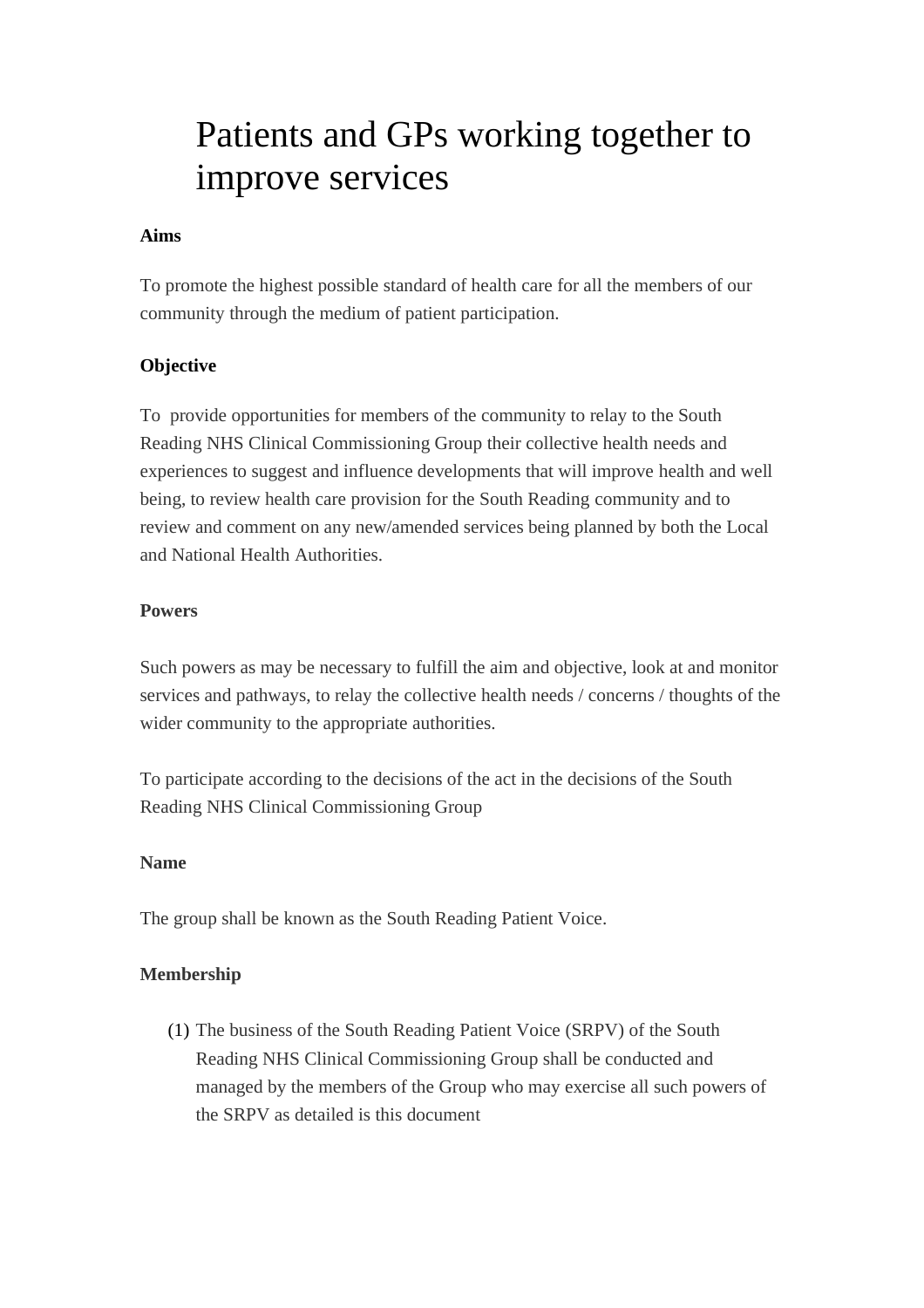# Patients and GPs working together to improve services

**Aims**

To promote the highest possible standard of health care for all the members of our community through the medium of patient participation.

**Objective**

To provide opportunities for members of the community to relay to the South Reading NHS Clinical Commissioning Group their collective health needs and experiences to suggest and influence developments that will improve health and well being, to review health care provision for the South Reading community and to review and comment on any new/amended services being planned by both the Local and National Health Authorities.

**Powers**

Such powers as may be necessary to fulfill the aim and objective, look at and monitor services and pathways, to relay the collective health needs / concerns / thoughts of the wider community to the appropriate authorities.

To participate according to the decisions of the act in the decisions of the South Reading NHS Clinical Commissioning Group

**Name**

The group shall be known as the South Reading Patient Voice.

**Membership**

(1) The business of the South Reading Patient Voice (SRPV) of the South Reading NHS Clinical Commissioning Group shall be conducted and managed by the members of the Group who may exercise all such powers of the SRPV as detailed is this document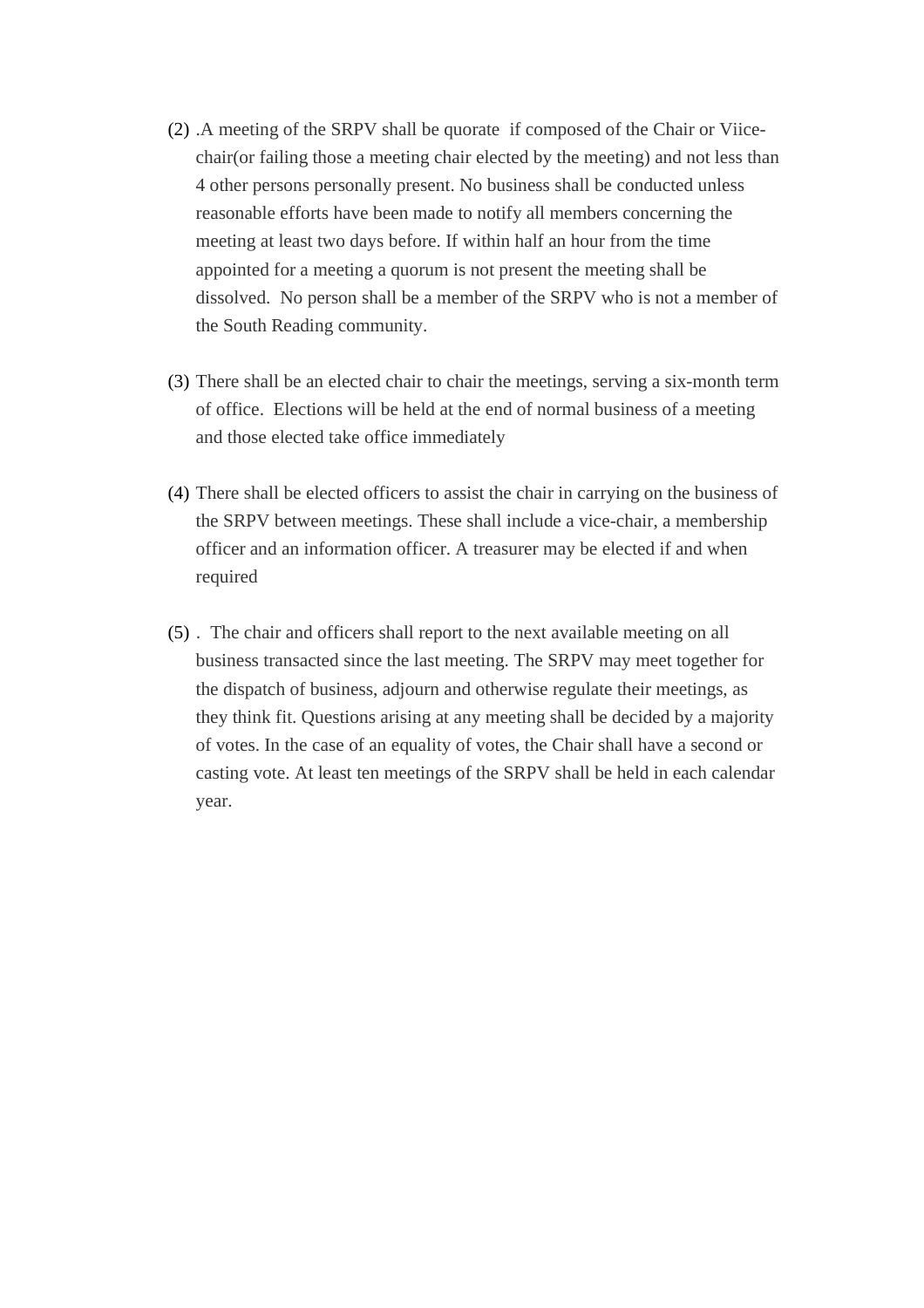(2) .A meeting of the SRPV shall be quorate if composed of the Chair or Viice-chair(or failing those a meeting chair elected by the meeting) and not less than 4 other persons personally present. No business shall be conducted unless reasonable efforts have been made to notify all members concerning the meeting at least two days before. If within half an hour from the time appointed for a meeting a quorum is not present the meeting shall be dissolved. No person shall be a member of the SRPV who is not a member of the South Reading community.

(3) There shall be an elected chair to chair the meetings, serving a six-month term of office. Elections will be held at the end of normal business of a meeting and those elected take office immediately

(4) There shall be elected officers to assist the chair in carrying on the business of the SRPV between meetings. These shall include a vice-chair, a membership officer and an information officer. A treasurer may be elected if and when required

(5) . The chair and officers shall report to the next available meeting on all business transacted since the last meeting. The SRPV may meet together for the dispatch of business, adjourn and otherwise regulate their meetings, as they think fit. Questions arising at any meeting shall be decided by a majority of votes. In the case of an equality of votes, the Chair shall have a second or casting vote. At least ten meetings of the SRPV shall be held in each calendar year.